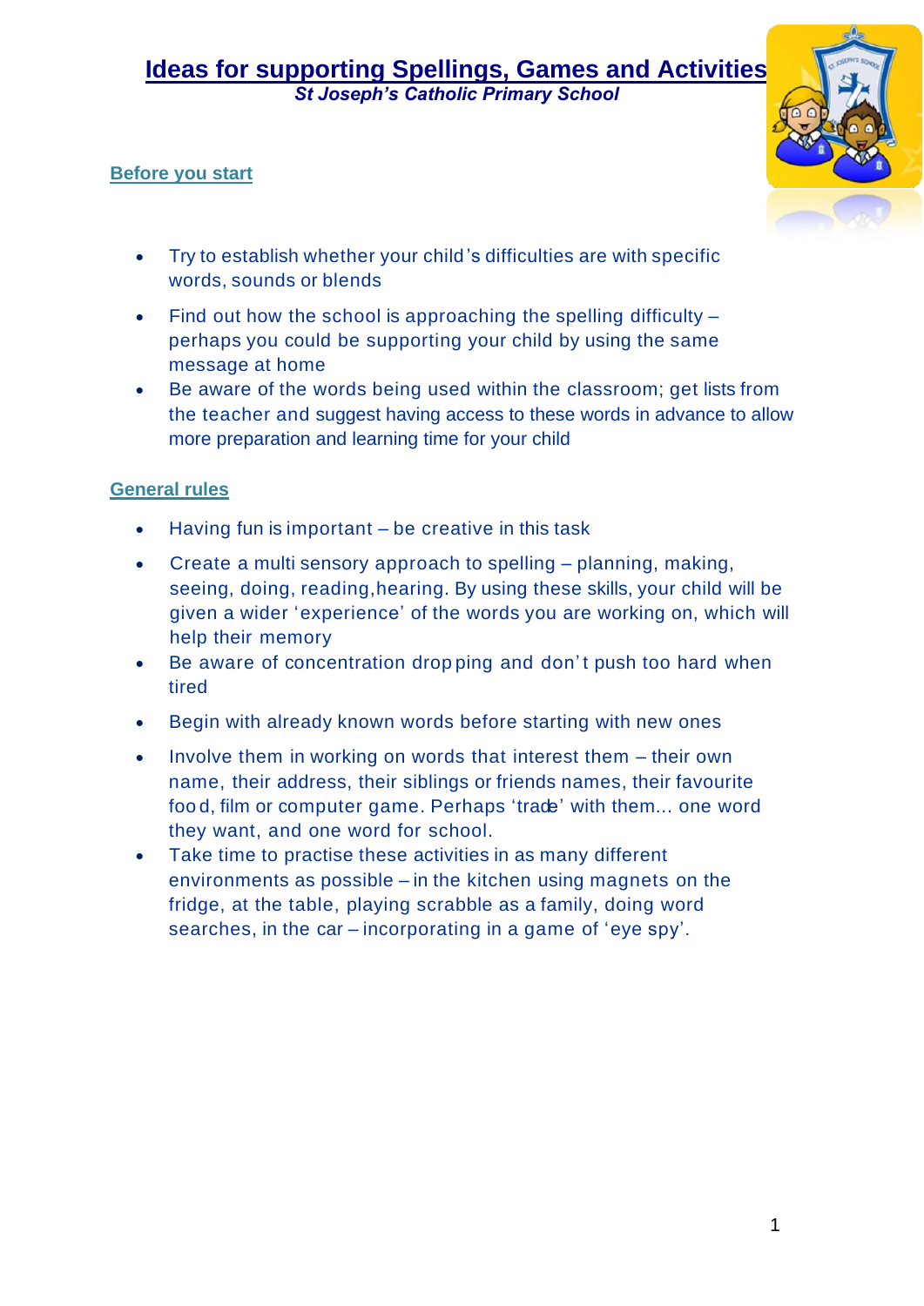# Ideas for supporting Spellings, Games and Activities

***St Joseph's Catholic Primary School***

## Before you start

- Try to establish whether your child's difficulties are with specific words, sounds or blends
- Find out how the school is approaching the spelling difficulty – perhaps you could be supporting your child by using the same message at home
- Be aware of the words being used within the classroom; get lists from the teacher and suggest having access to these words in advance to allow more preparation and learning time for your child

## General rules

- Having fun is important – be creative in this task
- Create a multi sensory approach to spelling – planning, making, seeing, doing, reading, hearing. By using these skills, your child will be given a wider 'experience' of the words you are working on, which will help their memory
- Be aware of concentration dropping and don't push too hard when tired
- Begin with already known words before starting with new ones
- Involve them in working on words that interest them – their own name, their address, their siblings or friends names, their favourite food, film or computer game. Perhaps 'trade' with them... one word they want, and one word for school.
- Take time to practise these activities in as many different environments as possible – in the kitchen using magnets on the fridge, at the table, playing scrabble as a family, doing word searches, in the car – incorporating in a game of 'eye spy'.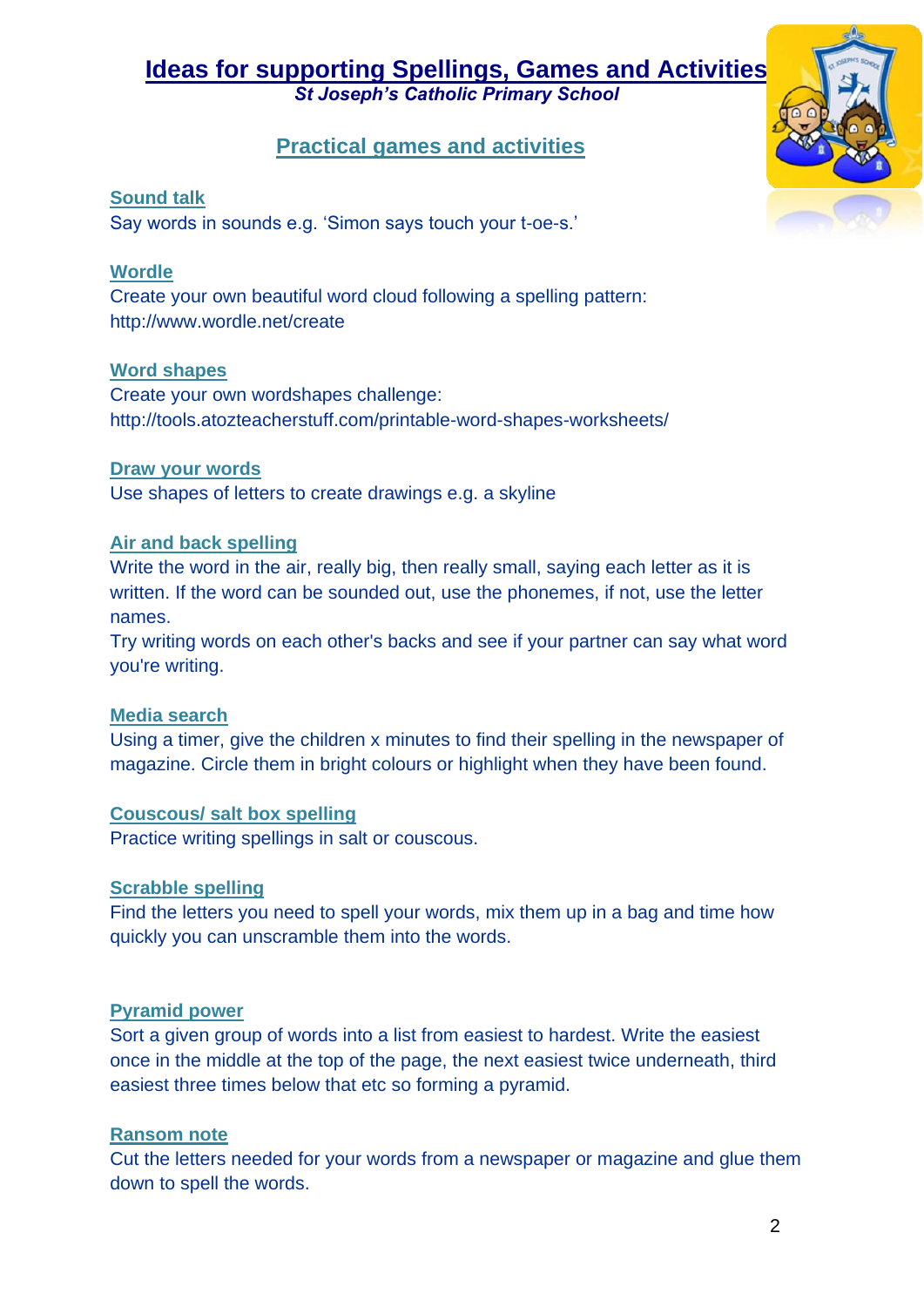# Ideas for supporting Spellings, Games and Activities

***St Joseph's Catholic Primary School***

## Practical games and activities

### Sound talk

Say words in sounds e.g. 'Simon says touch your t-oe-s.'

### Wordle

Create your own beautiful word cloud following a spelling pattern:
http://www.wordle.net/create

### Word shapes

Create your own wordshapes challenge:
http://tools.atozteacherstuff.com/printable-word-shapes-worksheets/

### Draw your words

Use shapes of letters to create drawings e.g. a skyline

### Air and back spelling

Write the word in the air, really big, then really small, saying each letter as it is written. If the word can be sounded out, use the phonemes, if not, use the letter names.

Try writing words on each other's backs and see if your partner can say what word you're writing.

### Media search

Using a timer, give the children x minutes to find their spelling in the newspaper of magazine. Circle them in bright colours or highlight when they have been found.

### Couscous/ salt box spelling

Practice writing spellings in salt or couscous.

### Scrabble spelling

Find the letters you need to spell your words, mix them up in a bag and time how quickly you can unscramble them into the words.

### Pyramid power

Sort a given group of words into a list from easiest to hardest. Write the easiest once in the middle at the top of the page, the next easiest twice underneath, third easiest three times below that etc so forming a pyramid.

### Ransom note

Cut the letters needed for your words from a newspaper or magazine and glue them down to spell the words.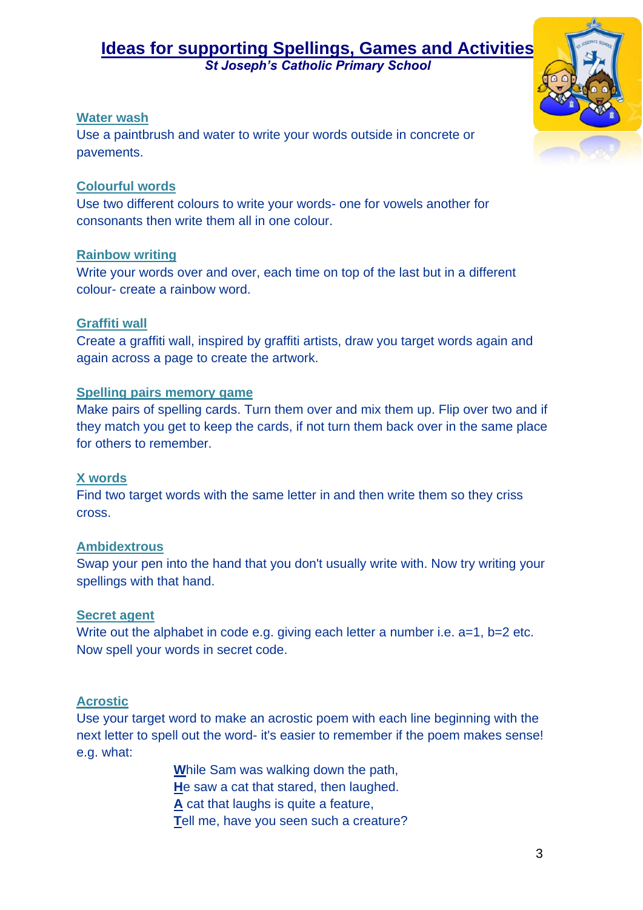# Ideas for supporting Spellings, Games and Activities

***St Joseph's Catholic Primary School***

### Water wash

Use a paintbrush and water to write your words outside in concrete or pavements.

### Colourful words

Use two different colours to write your words- one for vowels another for consonants then write them all in one colour.

### Rainbow writing

Write your words over and over, each time on top of the last but in a different colour- create a rainbow word.

### Graffiti wall

Create a graffiti wall, inspired by graffiti artists, draw you target words again and again across a page to create the artwork.

### Spelling pairs memory game

Make pairs of spelling cards. Turn them over and mix them up. Flip over two and if they match you get to keep the cards, if not turn them back over in the same place for others to remember.

### X words

Find two target words with the same letter in and then write them so they criss cross.

### Ambidextrous

Swap your pen into the hand that you don't usually write with. Now try writing your spellings with that hand.

### Secret agent

Write out the alphabet in code e.g. giving each letter a number i.e. a=1, b=2 etc. Now spell your words in secret code.

### Acrostic

Use your target word to make an acrostic poem with each line beginning with the next letter to spell out the word- it's easier to remember if the poem makes sense! e.g. what:

**W**hile Sam was walking down the path,
**H**e saw a cat that stared, then laughed.
**A** cat that laughs is quite a feature,
**T**ell me, have you seen such a creature?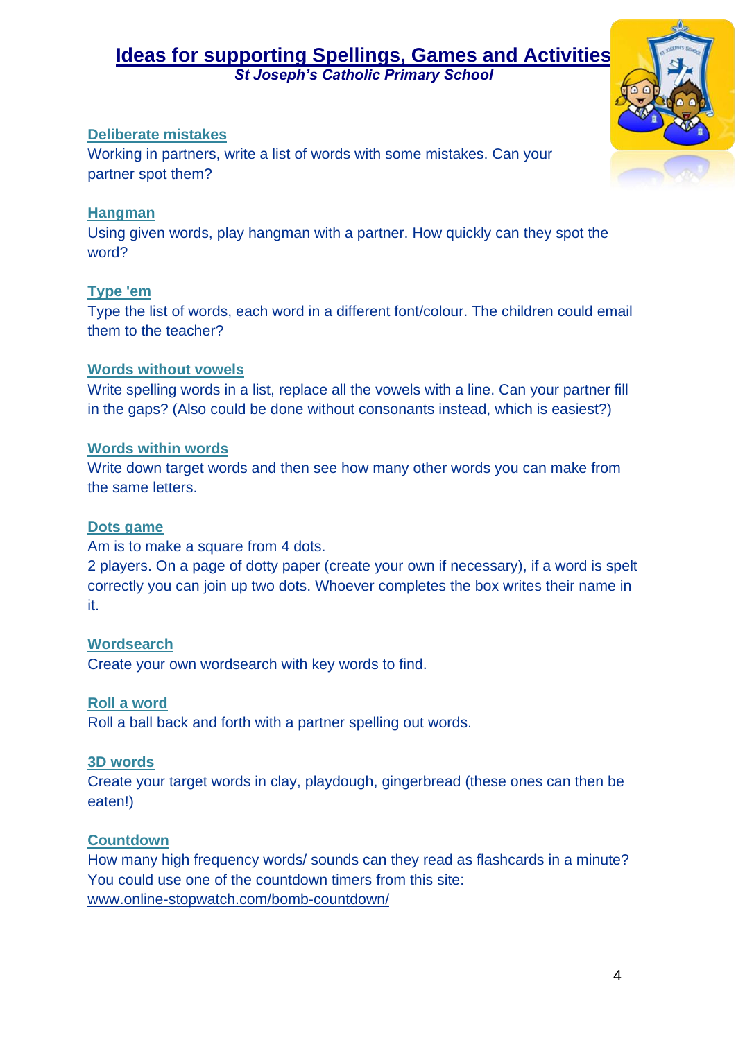# Ideas for supporting Spellings, Games and Activities

***St Joseph's Catholic Primary School***

### Deliberate mistakes

Working in partners, write a list of words with some mistakes. Can your partner spot them?

### Hangman

Using given words, play hangman with a partner. How quickly can they spot the word?

### Type 'em

Type the list of words, each word in a different font/colour. The children could email them to the teacher?

### Words without vowels

Write spelling words in a list, replace all the vowels with a line. Can your partner fill in the gaps? (Also could be done without consonants instead, which is easiest?)

### Words within words

Write down target words and then see how many other words you can make from the same letters.

### Dots game

Am is to make a square from 4 dots.

2 players. On a page of dotty paper (create your own if necessary), if a word is spelt correctly you can join up two dots. Whoever completes the box writes their name in it.

### Wordsearch

Create your own wordsearch with key words to find.

### Roll a word

Roll a ball back and forth with a partner spelling out words.

### 3D words

Create your target words in clay, playdough, gingerbread (these ones can then be eaten!)

### Countdown

How many high frequency words/ sounds can they read as flashcards in a minute? You could use one of the countdown timers from this site: www.online-stopwatch.com/bomb-countdown/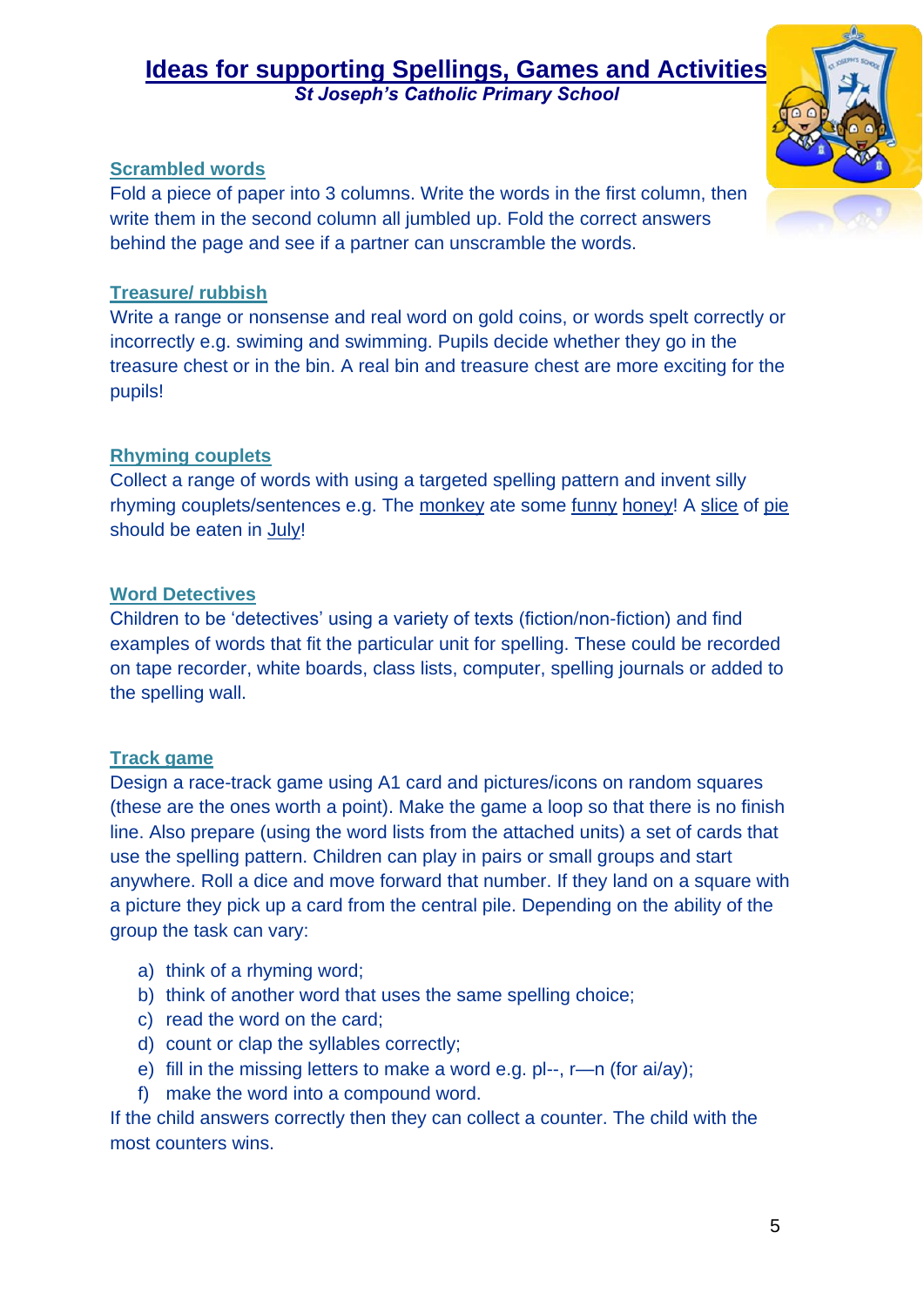# Ideas for supporting Spellings, Games and Activities

***St Joseph's Catholic Primary School***

## Scrambled words

Fold a piece of paper into 3 columns. Write the words in the first column, then write them in the second column all jumbled up. Fold the correct answers behind the page and see if a partner can unscramble the words.

## Treasure/ rubbish

Write a range or nonsense and real word on gold coins, or words spelt correctly or incorrectly e.g. swiming and swimming. Pupils decide whether they go in the treasure chest or in the bin. A real bin and treasure chest are more exciting for the pupils!

## Rhyming couplets

Collect a range of words with using a targeted spelling pattern and invent silly rhyming couplets/sentences e.g. The <u>monkey</u> ate some <u>funny</u> <u>honey</u>! A <u>slice</u> of <u>pie</u> should be eaten in <u>July</u>!

## Word Detectives

Children to be 'detectives' using a variety of texts (fiction/non-fiction) and find examples of words that fit the particular unit for spelling. These could be recorded on tape recorder, white boards, class lists, computer, spelling journals or added to the spelling wall.

## Track game

Design a race-track game using A1 card and pictures/icons on random squares (these are the ones worth a point). Make the game a loop so that there is no finish line. Also prepare (using the word lists from the attached units) a set of cards that use the spelling pattern. Children can play in pairs or small groups and start anywhere. Roll a dice and move forward that number. If they land on a square with a picture they pick up a card from the central pile. Depending on the ability of the group the task can vary:

a) think of a rhyming word;
b) think of another word that uses the same spelling choice;
c) read the word on the card;
d) count or clap the syllables correctly;
e) fill in the missing letters to make a word e.g. pl--, r—n (for ai/ay);
f) make the word into a compound word.

If the child answers correctly then they can collect a counter. The child with the most counters wins.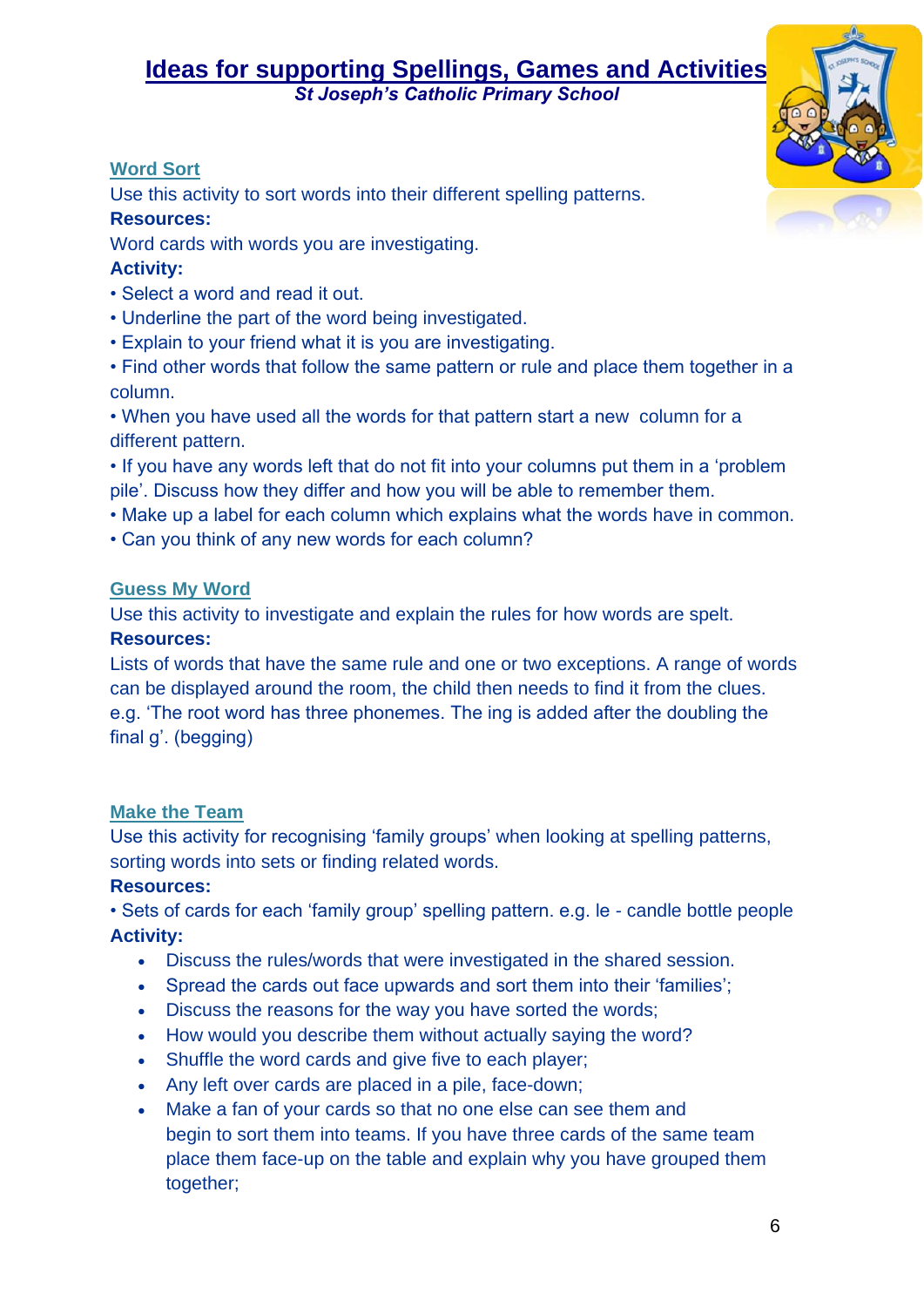# Ideas for supporting Spellings, Games and Activities

*St Joseph's Catholic Primary School*

## Word Sort

Use this activity to sort words into their different spelling patterns.

**Resources:**

Word cards with words you are investigating.

**Activity:**

• Select a word and read it out.
• Underline the part of the word being investigated.
• Explain to your friend what it is you are investigating.
• Find other words that follow the same pattern or rule and place them together in a column.
• When you have used all the words for that pattern start a new column for a different pattern.
• If you have any words left that do not fit into your columns put them in a 'problem pile'. Discuss how they differ and how you will be able to remember them.
• Make up a label for each column which explains what the words have in common.
• Can you think of any new words for each column?

## Guess My Word

Use this activity to investigate and explain the rules for how words are spelt.

**Resources:**

Lists of words that have the same rule and one or two exceptions. A range of words can be displayed around the room, the child then needs to find it from the clues. e.g. 'The root word has three phonemes. The ing is added after the doubling the final g'. (begging)

## Make the Team

Use this activity for recognising 'family groups' when looking at spelling patterns, sorting words into sets or finding related words.

**Resources:**

• Sets of cards for each 'family group' spelling pattern. e.g. le - candle bottle people

**Activity:**

- Discuss the rules/words that were investigated in the shared session.
- Spread the cards out face upwards and sort them into their 'families';
- Discuss the reasons for the way you have sorted the words;
- How would you describe them without actually saying the word?
- Shuffle the word cards and give five to each player;
- Any left over cards are placed in a pile, face-down;
- Make a fan of your cards so that no one else can see them and begin to sort them into teams. If you have three cards of the same team place them face-up on the table and explain why you have grouped them together;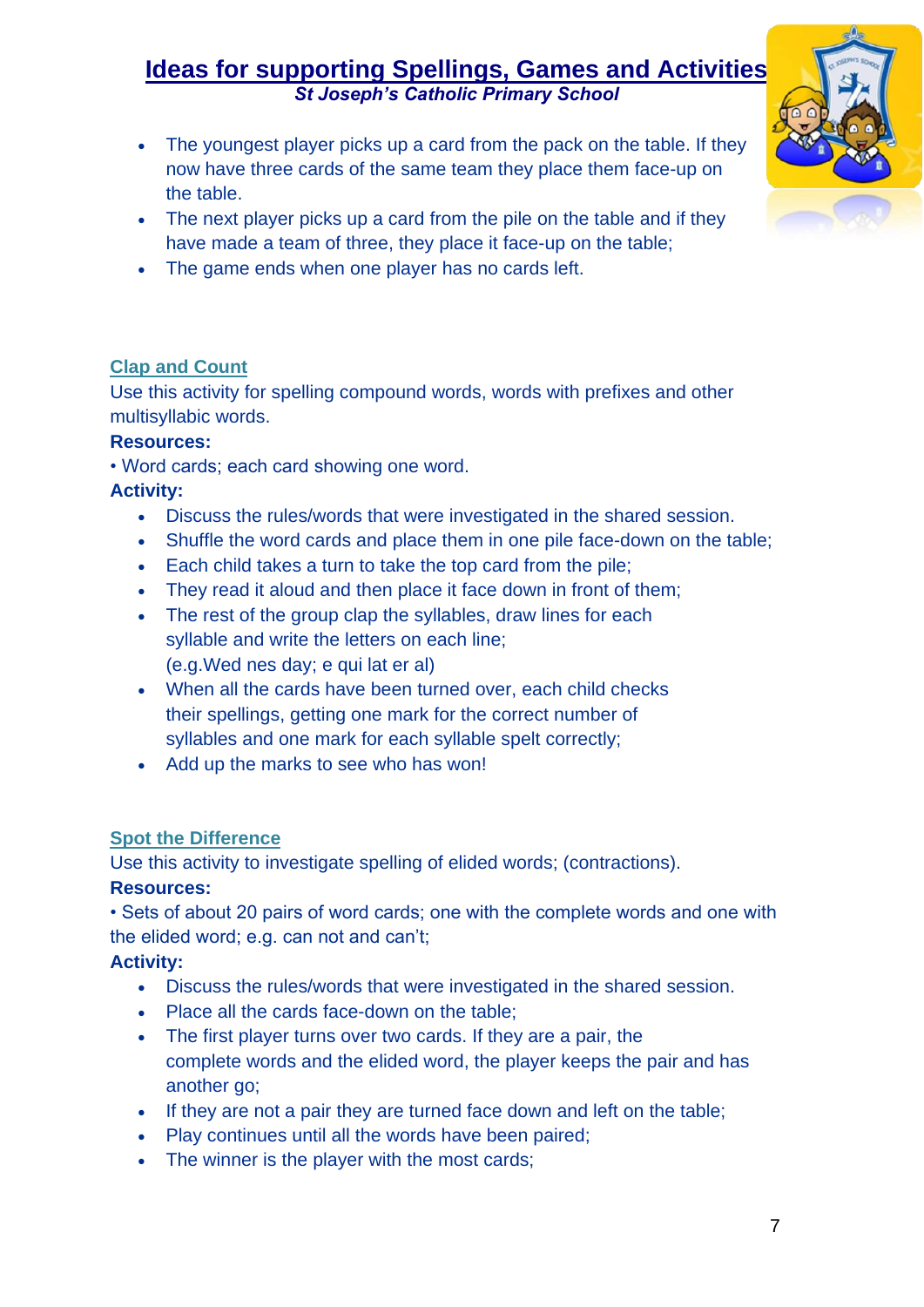- The youngest player picks up a card from the pack on the table. If they now have three cards of the same team they place them face-up on the table.
- The next player picks up a card from the pile on the table and if they have made a team of three, they place it face-up on the table;
- The game ends when one player has no cards left.

## Clap and Count

Use this activity for spelling compound words, words with prefixes and other multisyllabic words.

**Resources:**

• Word cards; each card showing one word.

**Activity:**

- Discuss the rules/words that were investigated in the shared session.
- Shuffle the word cards and place them in one pile face-down on the table;
- Each child takes a turn to take the top card from the pile;
- They read it aloud and then place it face down in front of them;
- The rest of the group clap the syllables, draw lines for each syllable and write the letters on each line; (e.g.Wed nes day; e qui lat er al)
- When all the cards have been turned over, each child checks their spellings, getting one mark for the correct number of syllables and one mark for each syllable spelt correctly;
- Add up the marks to see who has won!

## Spot the Difference

Use this activity to investigate spelling of elided words; (contractions).

**Resources:**

• Sets of about 20 pairs of word cards; one with the complete words and one with the elided word; e.g. can not and can't;

**Activity:**

- Discuss the rules/words that were investigated in the shared session.
- Place all the cards face-down on the table;
- The first player turns over two cards. If they are a pair, the complete words and the elided word, the player keeps the pair and has another go;
- If they are not a pair they are turned face down and left on the table;
- Play continues until all the words have been paired;
- The winner is the player with the most cards;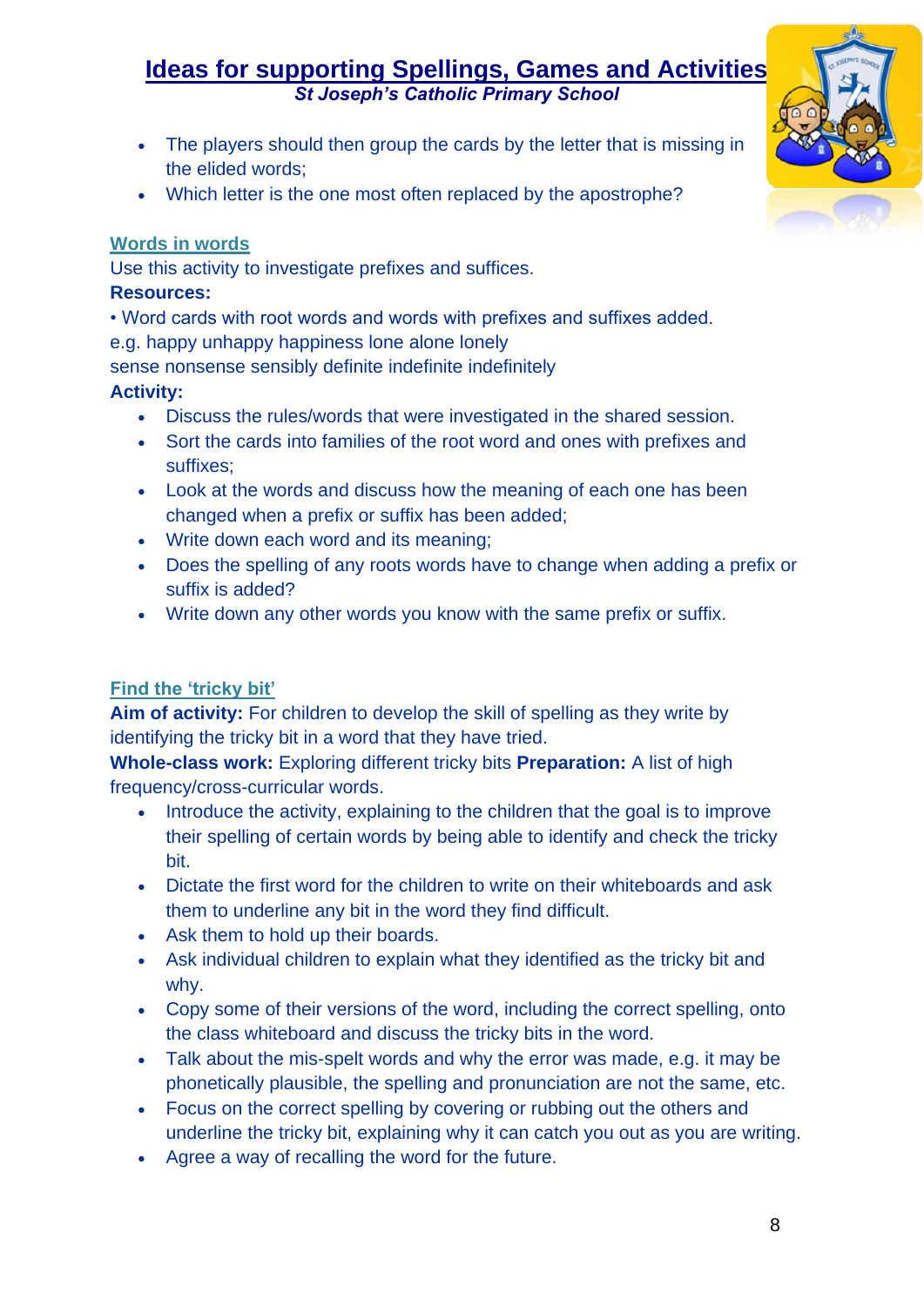- The players should then group the cards by the letter that is missing in the elided words;
- Which letter is the one most often replaced by the apostrophe?

## Words in words

Use this activity to investigate prefixes and suffices.

**Resources:**

• Word cards with root words and words with prefixes and suffixes added.
e.g. happy unhappy happiness lone alone lonely
sense nonsense sensibly definite indefinite indefinitely

**Activity:**

- Discuss the rules/words that were investigated in the shared session.
- Sort the cards into families of the root word and ones with prefixes and suffixes;
- Look at the words and discuss how the meaning of each one has been changed when a prefix or suffix has been added;
- Write down each word and its meaning;
- Does the spelling of any roots words have to change when adding a prefix or suffix is added?
- Write down any other words you know with the same prefix or suffix.

## Find the 'tricky bit'

**Aim of activity:** For children to develop the skill of spelling as they write by identifying the tricky bit in a word that they have tried.

**Whole-class work:** Exploring different tricky bits **Preparation:** A list of high frequency/cross-curricular words.

- Introduce the activity, explaining to the children that the goal is to improve their spelling of certain words by being able to identify and check the tricky bit.
- Dictate the first word for the children to write on their whiteboards and ask them to underline any bit in the word they find difficult.
- Ask them to hold up their boards.
- Ask individual children to explain what they identified as the tricky bit and why.
- Copy some of their versions of the word, including the correct spelling, onto the class whiteboard and discuss the tricky bits in the word.
- Talk about the mis-spelt words and why the error was made, e.g. it may be phonetically plausible, the spelling and pronunciation are not the same, etc.
- Focus on the correct spelling by covering or rubbing out the others and underline the tricky bit, explaining why it can catch you out as you are writing.
- Agree a way of recalling the word for the future.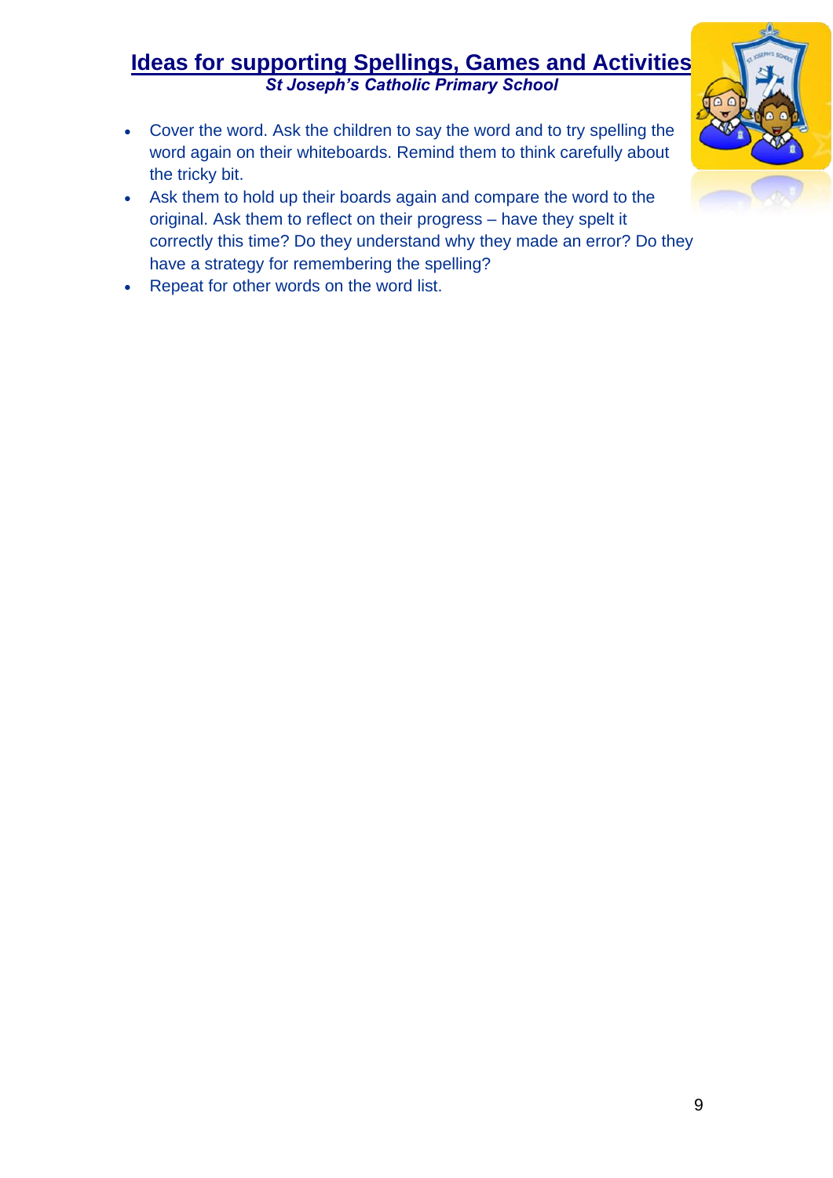## Ideas for supporting Spellings, Games and Activities

***St Joseph's Catholic Primary School***

- Cover the word. Ask the children to say the word and to try spelling the word again on their whiteboards. Remind them to think carefully about the tricky bit.
- Ask them to hold up their boards again and compare the word to the original. Ask them to reflect on their progress – have they spelt it correctly this time? Do they understand why they made an error? Do they have a strategy for remembering the spelling?
- Repeat for other words on the word list.